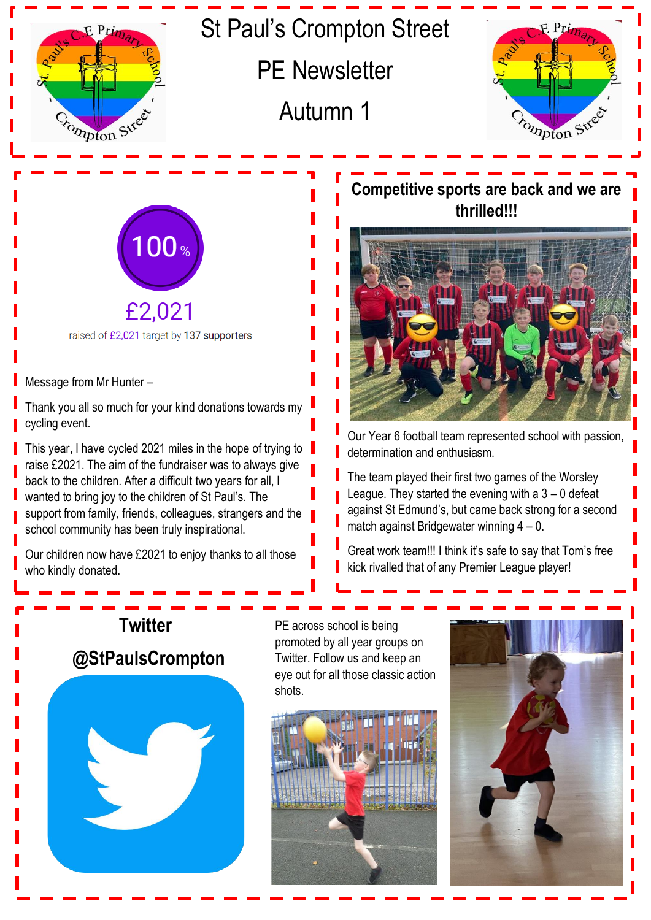# St Paul's Crompton Street

# PE Newsletter

# Autumn 1

100%

£2,021

raised of £2,021 target by 137 supporters

Message from Mr Hunter –

Thank you all so much for your kind donations towards my cycling event.

This year, I have cycled 2021 miles in the hope of trying to raise £2021. The aim of the fundraiser was to always give back to the children. After a difficult two years for all, I wanted to bring joy to the children of St Paul's. The support from family, friends, colleagues, strangers and the school community has been truly inspirational.

Our children now have £2021 to enjoy thanks to all those who kindly donated.

## Competitive sports are back and we are thrilled!!!

Our Year 6 football team represented school with passion, determination and enthusiasm.

The team played their first two games of the Worsley League. They started the evening with a 3 – 0 defeat against St Edmund's, but came back strong for a second match against Bridgewater winning 4 – 0.

Great work team!!! I think it's safe to say that Tom's free kick rivalled that of any Premier League player!

## Twitter

## @StPaulsCrompton

PE across school is being promoted by all year groups on Twitter. Follow us and keep an eye out for all those classic action shots.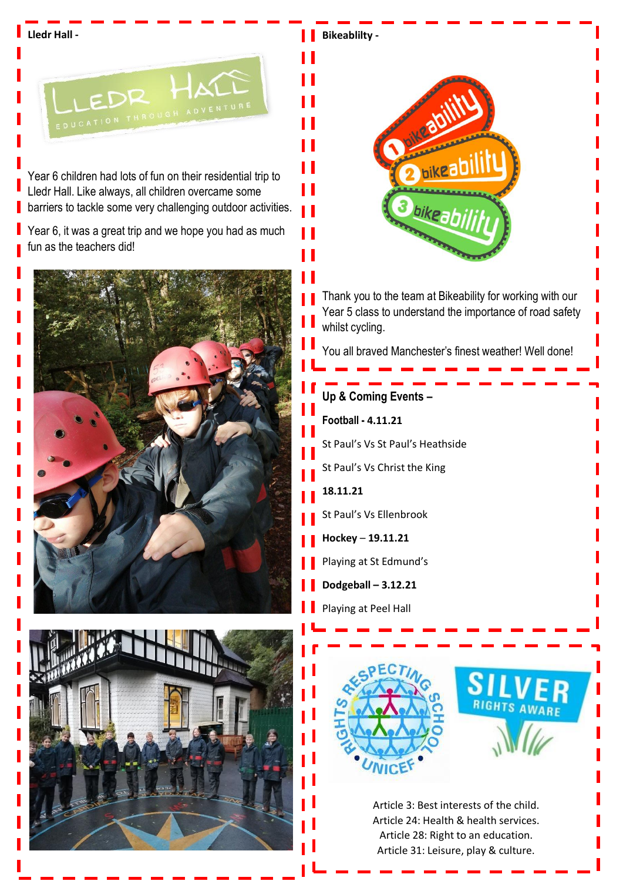**Lledr Hall -**

Year 6 children had lots of fun on their residential trip to Lledr Hall. Like always, all children overcame some barriers to tackle some very challenging outdoor activities.

Year 6, it was a great trip and we hope you had as much fun as the teachers did!

**Bikeablilty -**

Thank you to the team at Bikeability for working with our Year 5 class to understand the importance of road safety whilst cycling.

You all braved Manchester's finest weather! Well done!

**Up & Coming Events –**

**Football - 4.11.21**

St Paul's Vs St Paul's Heathside

St Paul's Vs Christ the King

**18.11.21**

St Paul's Vs Ellenbrook

**Hockey** – **19.11.21**

Playing at St Edmund's

**Dodgeball – 3.12.21**

Playing at Peel Hall

Article 3: Best interests of the child.
Article 24: Health & health services.
Article 28: Right to an education.
Article 31: Leisure, play & culture.